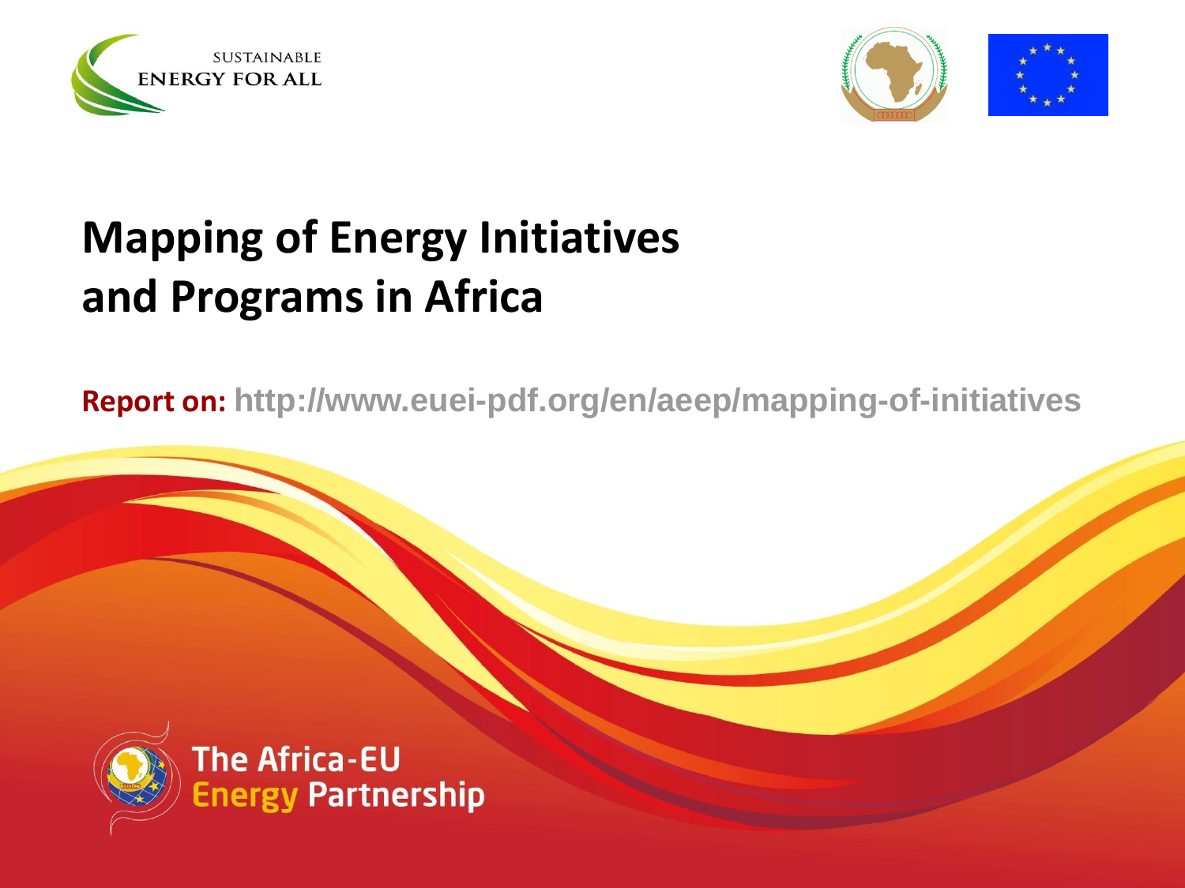SUSTAINABLE ENERGY FOR ALL

# Mapping of Energy Initiatives and Programs in Africa

**Report on:** http://www.euei-pdf.org/en/aeep/mapping-of-initiatives

The Africa-EU Energy Partnership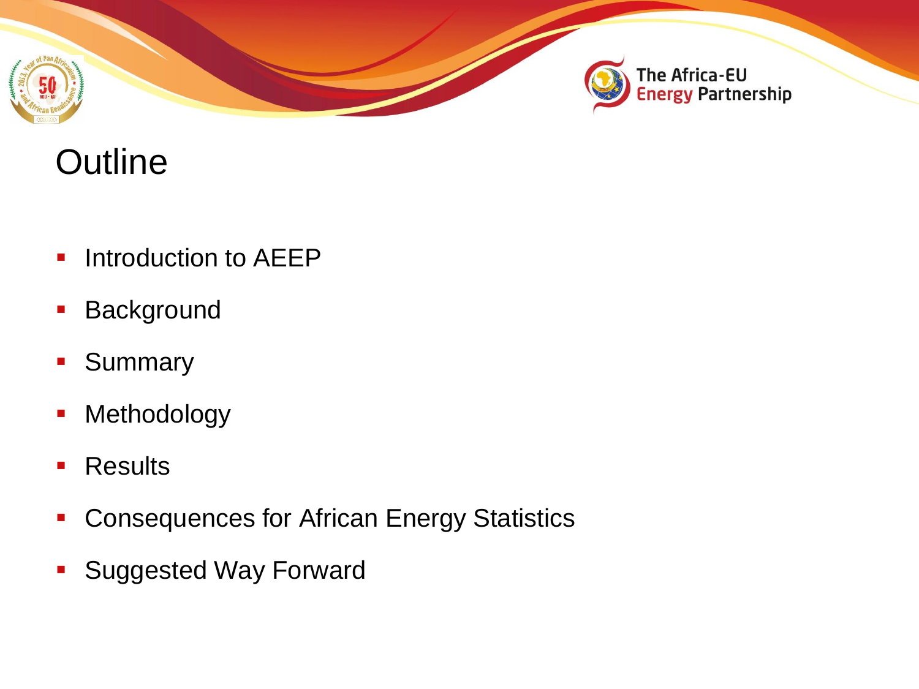# Outline

- Introduction to AEEP
- Background
- Summary
- Methodology
- Results
- Consequences for African Energy Statistics
- Suggested Way Forward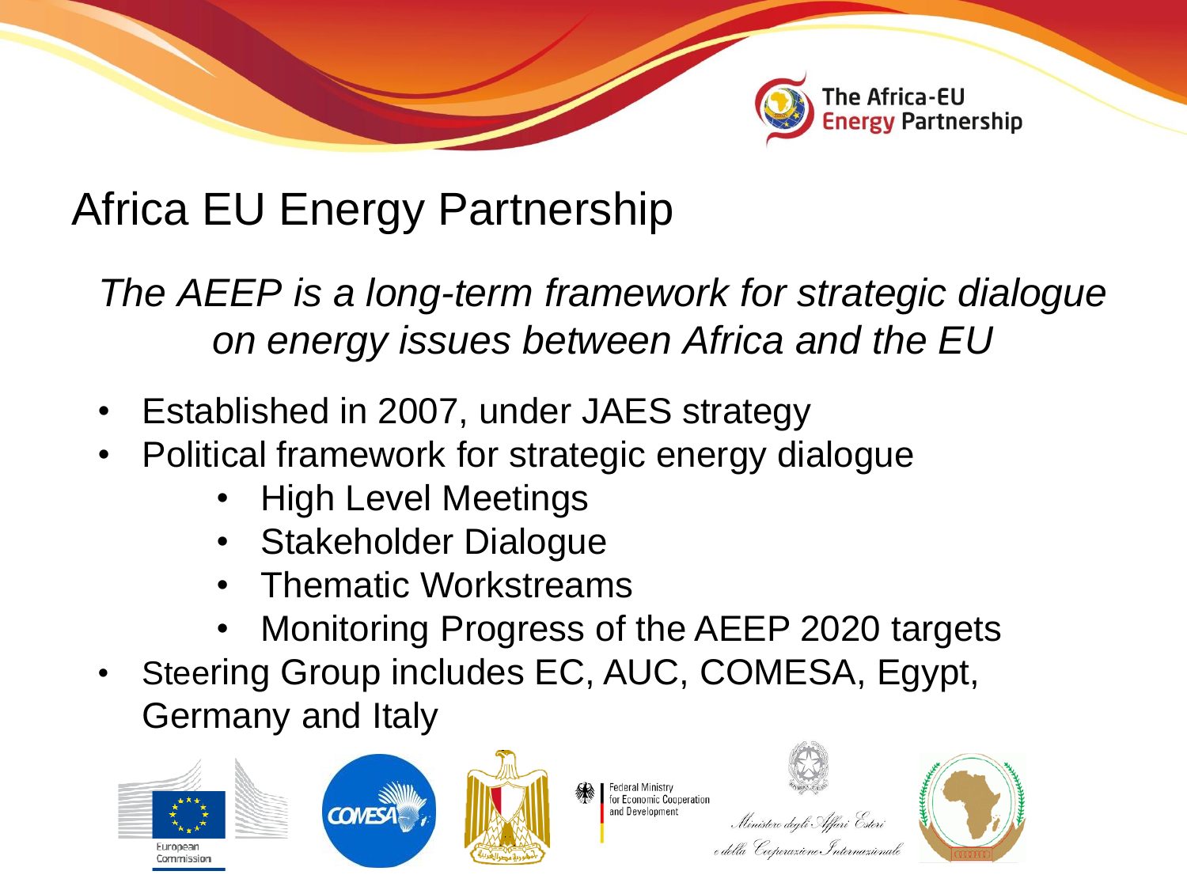# Africa EU Energy Partnership

*The AEEP is a long-term framework for strategic dialogue on energy issues between Africa and the EU*

- Established in 2007, under JAES strategy
- Political framework for strategic energy dialogue
  - High Level Meetings
  - Stakeholder Dialogue
  - Thematic Workstreams
  - Monitoring Progress of the AEEP 2020 targets
- Steering Group includes EC, AUC, COMESA, Egypt, Germany and Italy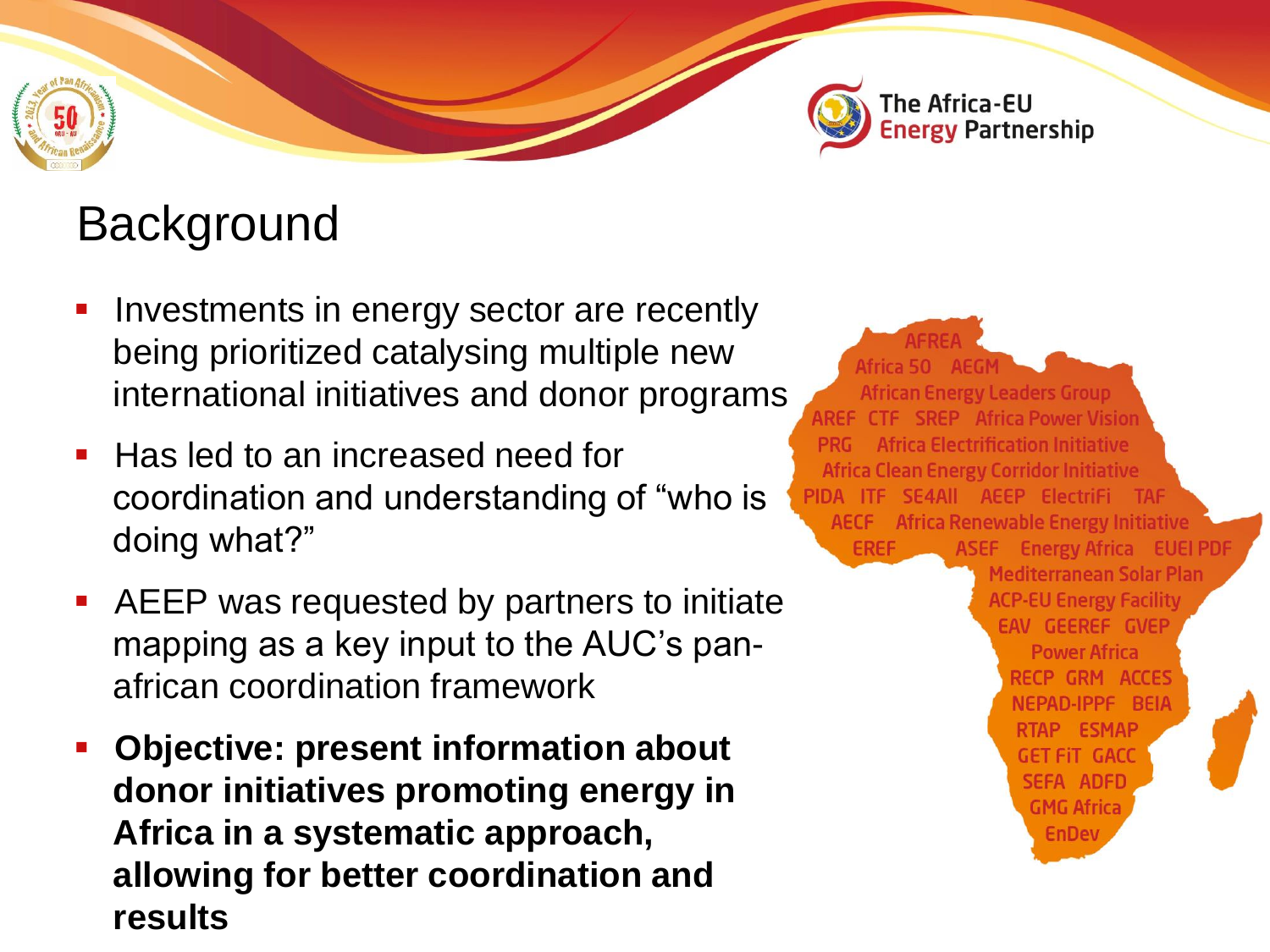# Background

- Investments in energy sector are recently being prioritized catalysing multiple new international initiatives and donor programs
- Has led to an increased need for coordination and understanding of "who is doing what?"
- AEEP was requested by partners to initiate mapping as a key input to the AUC's pan-african coordination framework
- **Objective: present information about donor initiatives promoting energy in Africa in a systematic approach, allowing for better coordination and results**

AFREA
Africa 50 AEGM
African Energy Leaders Group
AREF CTF SREP Africa Power Vision
PRG Africa Electrification Initiative
Africa Clean Energy Corridor Initiative
PIDA ITF SE4All AEEP ElectriFi TAF
AECF Africa Renewable Energy Initiative
EREF ASEF Energy Africa EUEI PDF
Mediterranean Solar Plan
ACP-EU Energy Facility
EAV GEEREF GVEP
Power Africa
RECP GRM ACCES
NEPAD-IPPF BEIA
RTAP ESMAP
GET FiT GACC
SEFA ADFD
GMG Africa
EnDev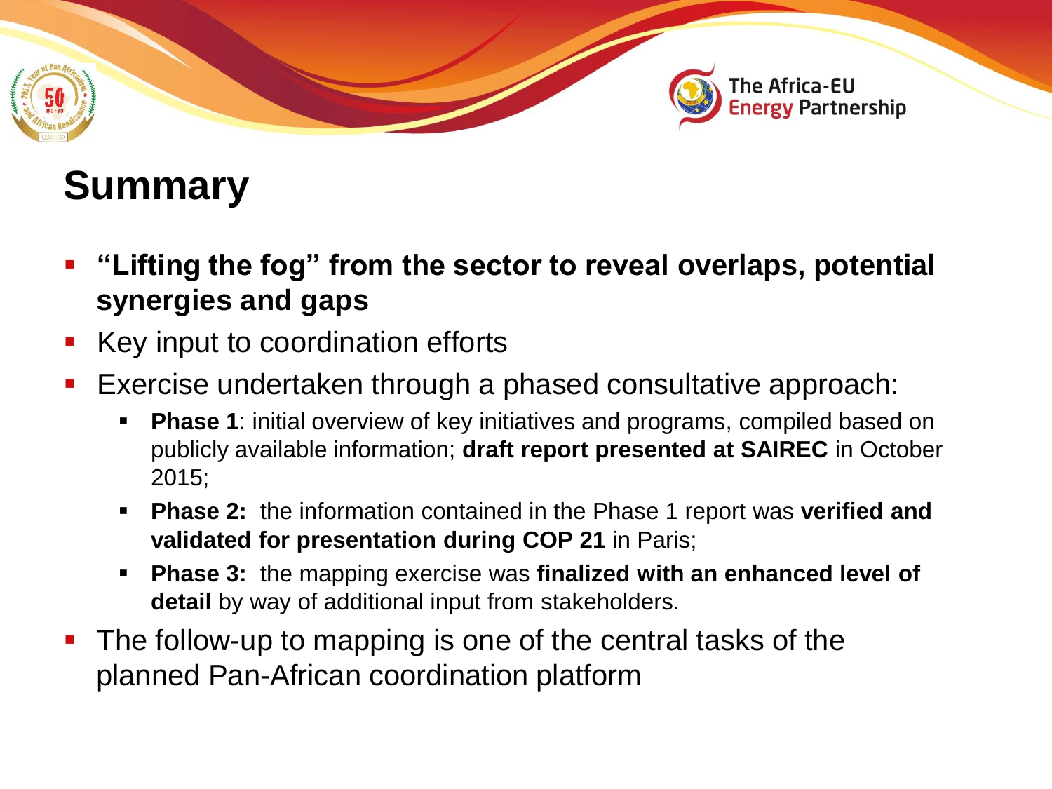# Summary

- **"Lifting the fog" from the sector to reveal overlaps, potential synergies and gaps**
- Key input to coordination efforts
- Exercise undertaken through a phased consultative approach:
  - **Phase 1**: initial overview of key initiatives and programs, compiled based on publicly available information; **draft report presented at SAIREC** in October 2015;
  - **Phase 2:** the information contained in the Phase 1 report was **verified and validated for presentation during COP 21** in Paris;
  - **Phase 3:** the mapping exercise was **finalized with an enhanced level of detail** by way of additional input from stakeholders.
- The follow-up to mapping is one of the central tasks of the planned Pan-African coordination platform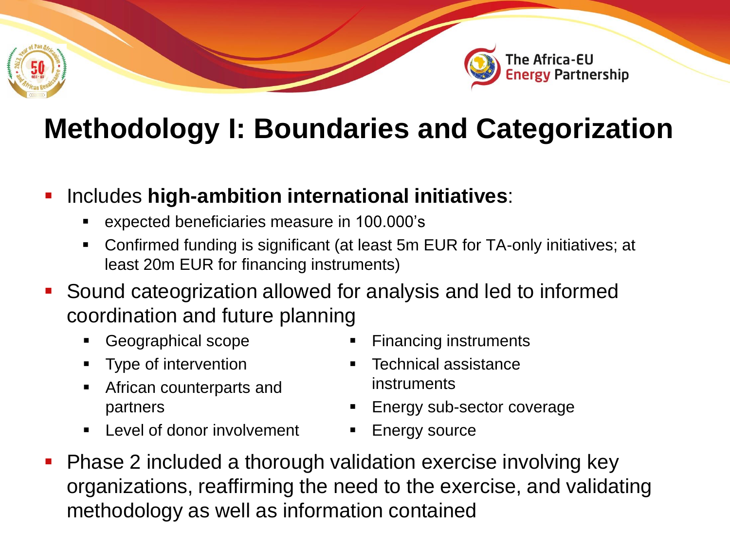# Methodology I: Boundaries and Categorization

- Includes **high-ambition international initiatives**:
  - expected beneficiaries measure in 100.000's
  - Confirmed funding is significant (at least 5m EUR for TA-only initiatives; at least 20m EUR for financing instruments)
- Sound cateogrization allowed for analysis and led to informed coordination and future planning
  - Geographical scope
  - Type of intervention
  - African counterparts and partners
  - Level of donor involvement
  - Financing instruments
  - Technical assistance instruments
  - Energy sub-sector coverage
  - Energy source
- Phase 2 included a thorough validation exercise involving key organizations, reaffirming the need to the exercise, and validating methodology as well as information contained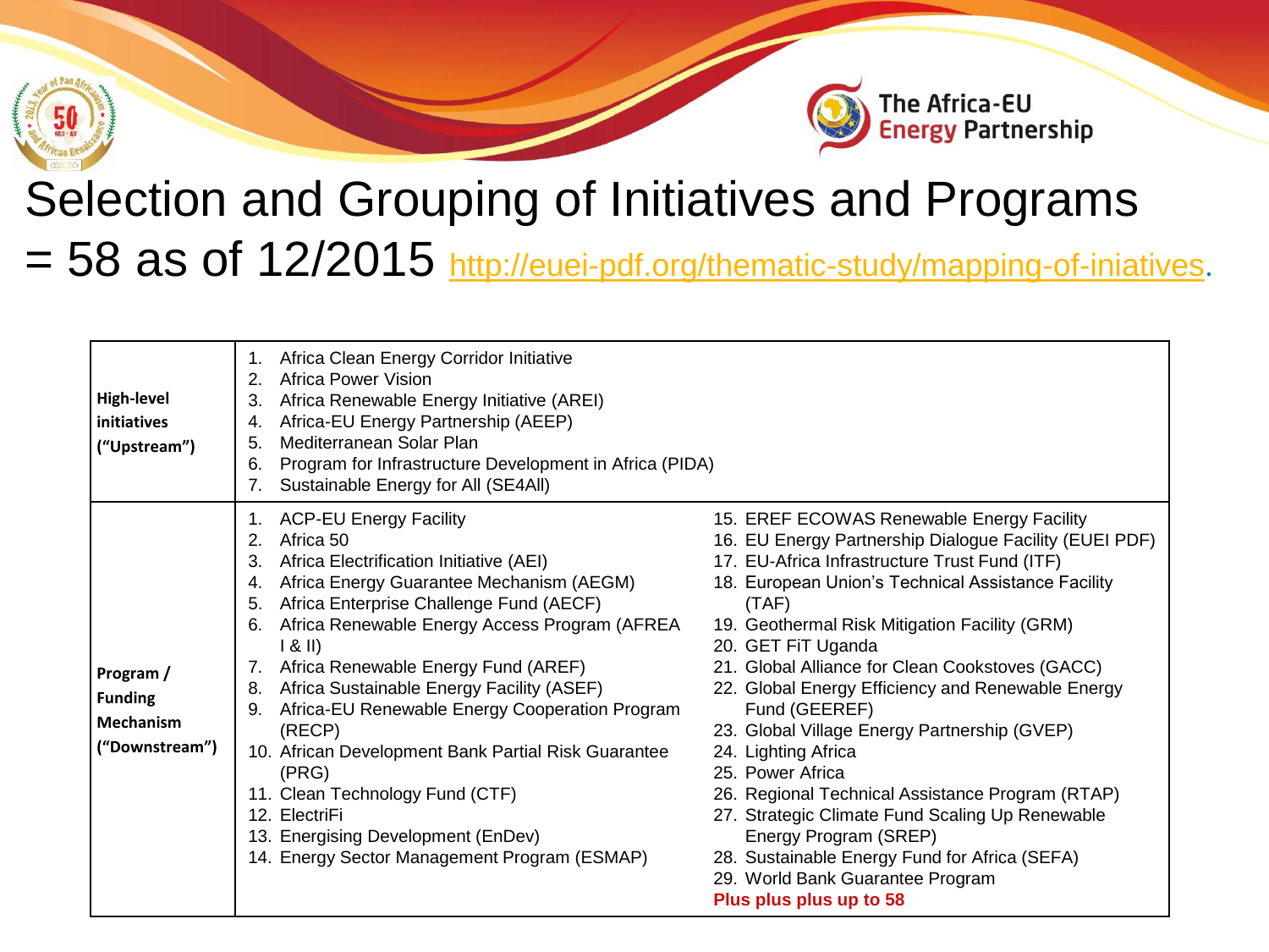# Selection and Grouping of Initiatives and Programs = 58 as of 12/2015 [http://euei-pdf.org/thematic-study/mapping-of-iniatives](http://euei-pdf.org/thematic-study/mapping-of-iniatives).

| | | |
|---|---|---|
| **High-level initiatives ("Upstream")** | 1. Africa Clean Energy Corridor Initiative<br>2. Africa Power Vision<br>3. Africa Renewable Energy Initiative (AREI)<br>4. Africa-EU Energy Partnership (AEEP)<br>5. Mediterranean Solar Plan<br>6. Program for Infrastructure Development in Africa (PIDA)<br>7. Sustainable Energy for All (SE4All) | |
| **Program / Funding Mechanism ("Downstream")** | 1. ACP-EU Energy Facility<br>2. Africa 50<br>3. Africa Electrification Initiative (AEI)<br>4. Africa Energy Guarantee Mechanism (AEGM)<br>5. Africa Enterprise Challenge Fund (AECF)<br>6. Africa Renewable Energy Access Program (AFREA I & II)<br>7. Africa Renewable Energy Fund (AREF)<br>8. Africa Sustainable Energy Facility (ASEF)<br>9. Africa-EU Renewable Energy Cooperation Program (RECP)<br>10. African Development Bank Partial Risk Guarantee (PRG)<br>11. Clean Technology Fund (CTF)<br>12. ElectriFi<br>13. Energising Development (EnDev)<br>14. Energy Sector Management Program (ESMAP) | 15. EREF ECOWAS Renewable Energy Facility<br>16. EU Energy Partnership Dialogue Facility (EUEI PDF)<br>17. EU-Africa Infrastructure Trust Fund (ITF)<br>18. European Union's Technical Assistance Facility (TAF)<br>19. Geothermal Risk Mitigation Facility (GRM)<br>20. GET FiT Uganda<br>21. Global Alliance for Clean Cookstoves (GACC)<br>22. Global Energy Efficiency and Renewable Energy Fund (GEEREF)<br>23. Global Village Energy Partnership (GVEP)<br>24. Lighting Africa<br>25. Power Africa<br>26. Regional Technical Assistance Program (RTAP)<br>27. Strategic Climate Fund Scaling Up Renewable Energy Program (SREP)<br>28. Sustainable Energy Fund for Africa (SEFA)<br>29. World Bank Guarantee Program<br>**Plus plus plus up to 58** |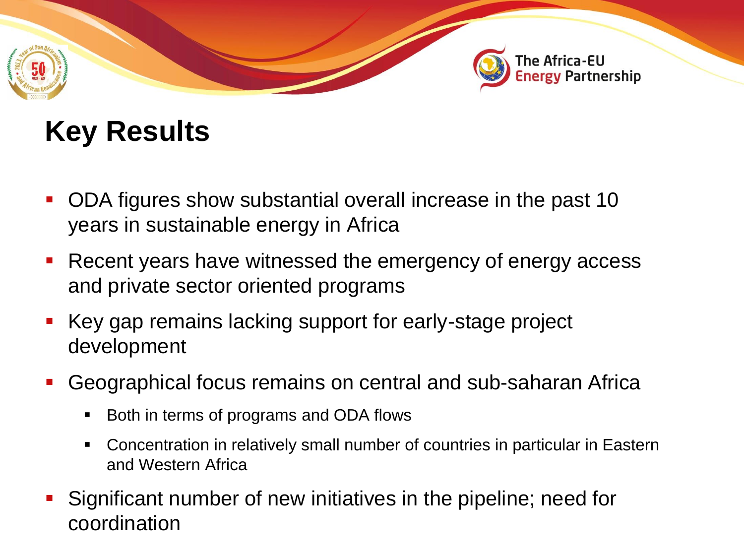# Key Results

- ODA figures show substantial overall increase in the past 10 years in sustainable energy in Africa
- Recent years have witnessed the emergency of energy access and private sector oriented programs
- Key gap remains lacking support for early-stage project development
- Geographical focus remains on central and sub-saharan Africa
  - Both in terms of programs and ODA flows
  - Concentration in relatively small number of countries in particular in Eastern and Western Africa
- Significant number of new initiatives in the pipeline; need for coordination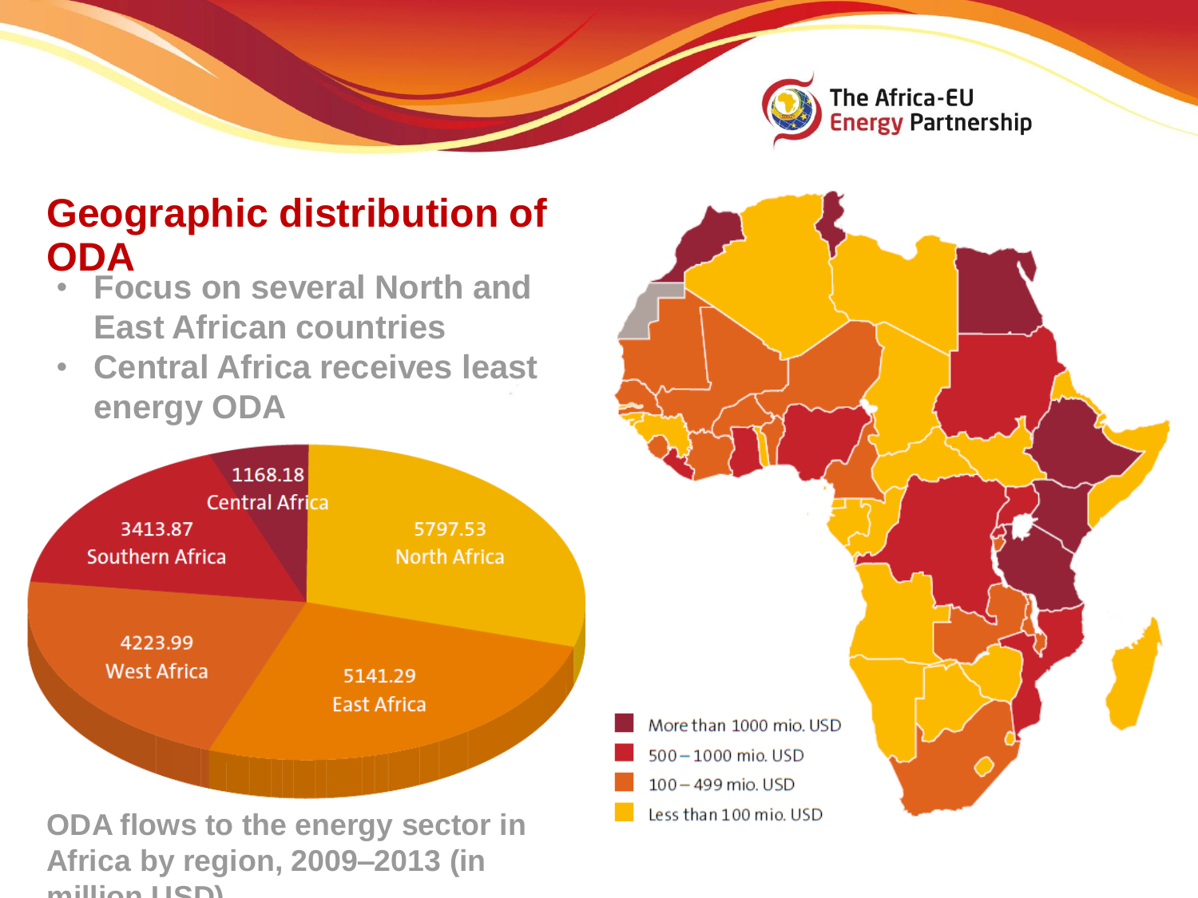# Geographic distribution of ODA

- Focus on several North and East African countries
- Central Africa receives least energy ODA

| Region | ODA (million USD) |
| --- | --- |
| North Africa | 5797.53 |
| East Africa | 5141.29 |
| West Africa | 4223.99 |
| Southern Africa | 3413.87 |
| Central Africa | 1168.18 |

ODA flows to the energy sector in Africa by region, 2009–2013 (in million USD)

- More than 1000 mio. USD
- 500 – 1000 mio. USD
- 100 – 499 mio. USD
- Less than 100 mio. USD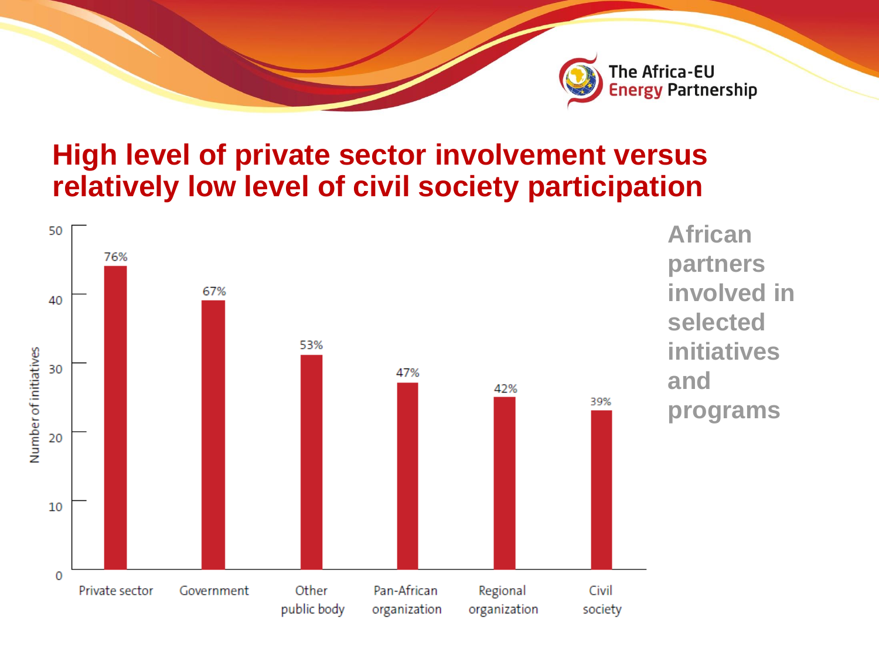## High level of private sector involvement versus relatively low level of civil society participation

**African partners involved in selected initiatives and programs**

| Partner | Percentage |
|---|---|
| Private sector | 76% |
| Government | 67% |
| Other public body | 53% |
| Pan-African organization | 47% |
| Regional organization | 42% |
| Civil society | 39% |

Number of initiatives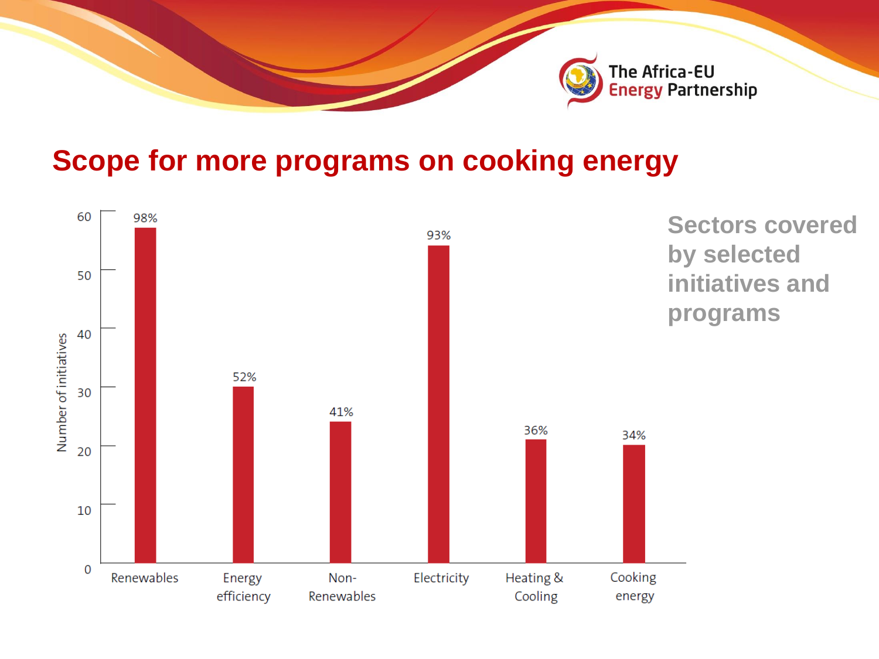## Scope for more programs on cooking energy

**Sectors covered by selected initiatives and programs**

| Sector | Number of initiatives (approx.) | Share |
|---|---|---|
| Renewables | 57 | 98% |
| Energy efficiency | 30 | 52% |
| Non-Renewables | 24 | 41% |
| Electricity | 54 | 93% |
| Heating & Cooling | 21 | 36% |
| Cooking energy | 20 | 34% |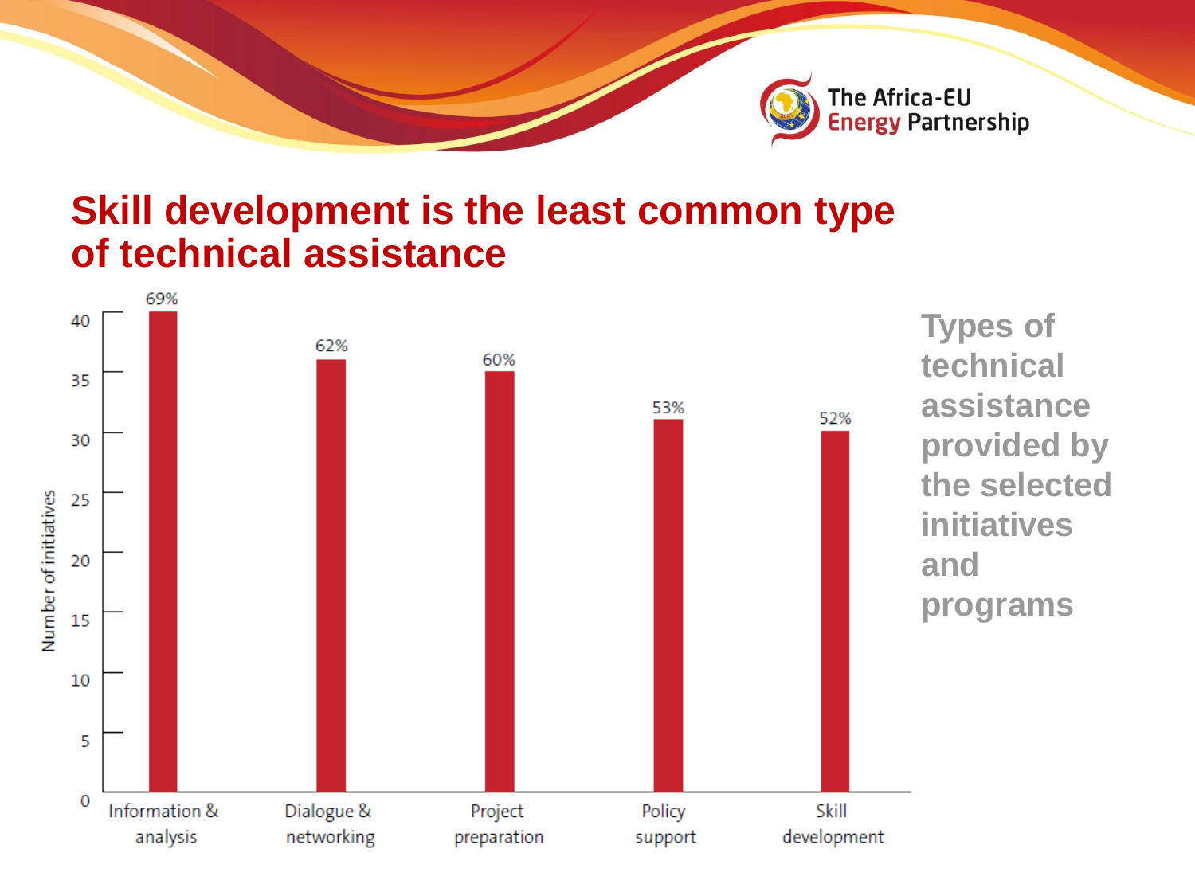# Skill development is the least common type of technical assistance

| Type of technical assistance | Number of initiatives | Share |
|---|---|---|
| Information & analysis | 40 | 69% |
| Dialogue & networking | 36 | 62% |
| Project preparation | 35 | 60% |
| Policy support | 31 | 53% |
| Skill development | 30 | 52% |

**Types of technical assistance provided by the selected initiatives and programs**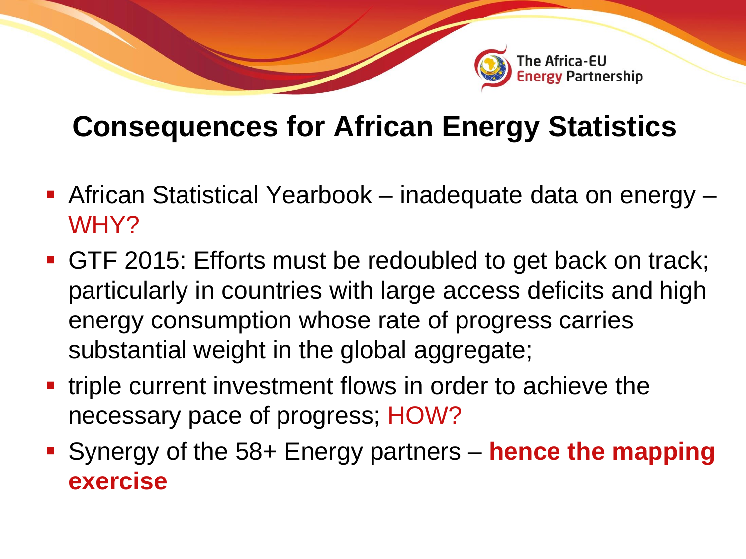## Consequences for African Energy Statistics

- African Statistical Yearbook – inadequate data on energy – WHY?
- GTF 2015: Efforts must be redoubled to get back on track; particularly in countries with large access deficits and high energy consumption whose rate of progress carries substantial weight in the global aggregate;
- triple current investment flows in order to achieve the necessary pace of progress; HOW?
- Synergy of the 58+ Energy partners – **hence the mapping exercise**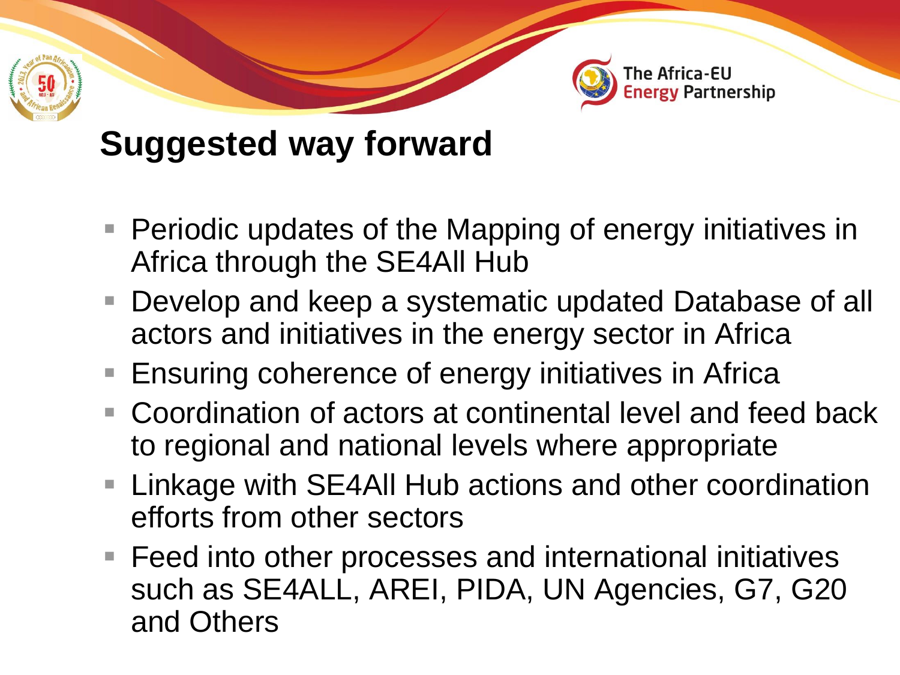## Suggested way forward

- Periodic updates of the Mapping of energy initiatives in Africa through the SE4All Hub
- Develop and keep a systematic updated Database of all actors and initiatives in the energy sector in Africa
- Ensuring coherence of energy initiatives in Africa
- Coordination of actors at continental level and feed back to regional and national levels where appropriate
- Linkage with SE4All Hub actions and other coordination efforts from other sectors
- Feed into other processes and international initiatives such as SE4ALL, AREI, PIDA, UN Agencies, G7, G20 and Others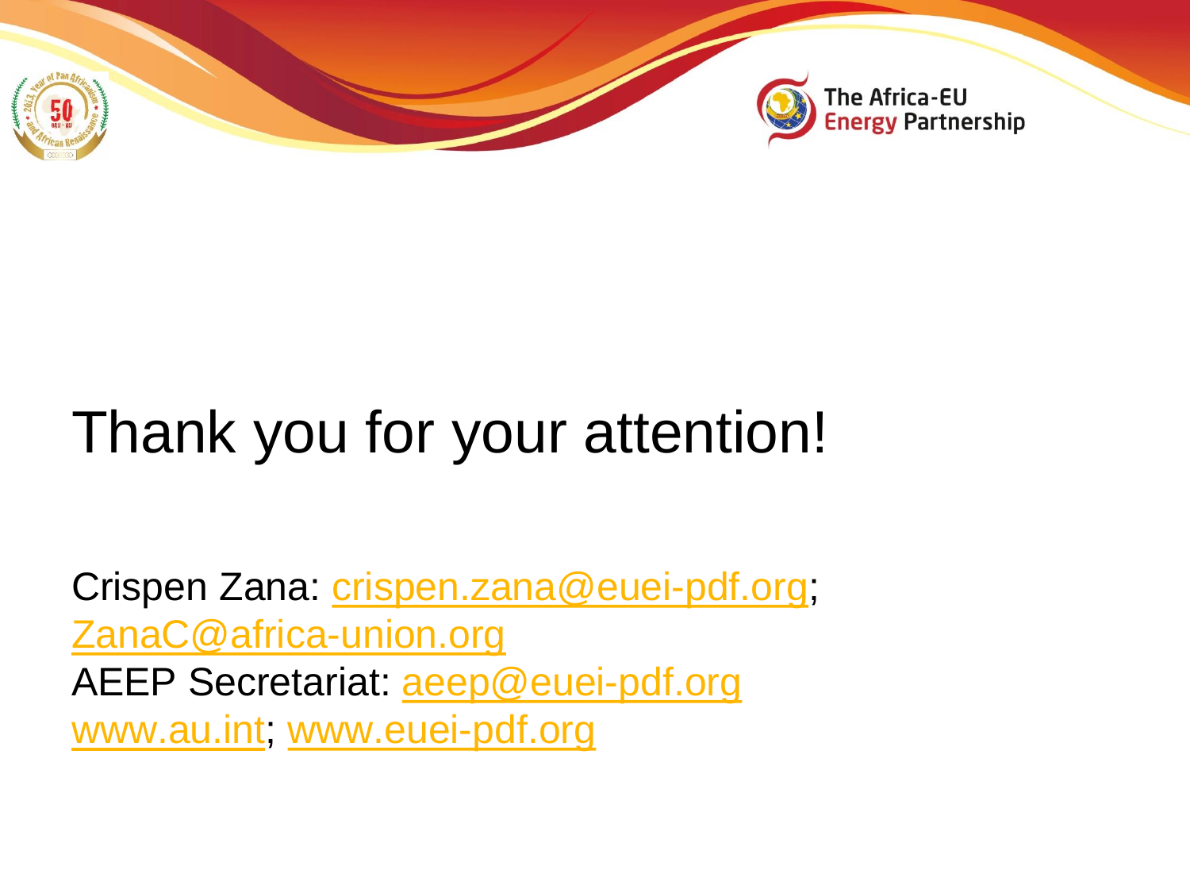# Thank you for your attention!

Crispen Zana: crispen.zana@euei-pdf.org; ZanaC@africa-union.org
AEEP Secretariat: aeep@euei-pdf.org
www.au.int; www.euei-pdf.org